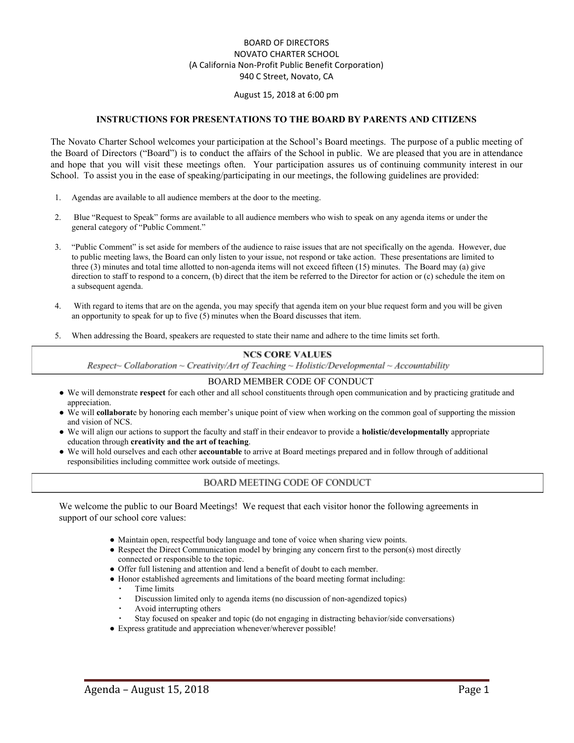BOARD OF DIRECTORS
NOVATO CHARTER SCHOOL
(A California Non-Profit Public Benefit Corporation)
940 C Street, Novato, CA

August 15, 2018 at 6:00 pm

## INSTRUCTIONS FOR PRESENTATIONS TO THE BOARD BY PARENTS AND CITIZENS

The Novato Charter School welcomes your participation at the School's Board meetings. The purpose of a public meeting of the Board of Directors ("Board") is to conduct the affairs of the School in public. We are pleased that you are in attendance and hope that you will visit these meetings often. Your participation assures us of continuing community interest in our School. To assist you in the ease of speaking/participating in our meetings, the following guidelines are provided:

1. Agendas are available to all audience members at the door to the meeting.
2. Blue "Request to Speak" forms are available to all audience members who wish to speak on any agenda items or under the general category of "Public Comment."
3. "Public Comment" is set aside for members of the audience to raise issues that are not specifically on the agenda. However, due to public meeting laws, the Board can only listen to your issue, not respond or take action. These presentations are limited to three (3) minutes and total time allotted to non-agenda items will not exceed fifteen (15) minutes. The Board may (a) give direction to staff to respond to a concern, (b) direct that the item be referred to the Director for action or (c) schedule the item on a subsequent agenda.
4. With regard to items that are on the agenda, you may specify that agenda item on your blue request form and you will be given an opportunity to speak for up to five (5) minutes when the Board discusses that item.
5. When addressing the Board, speakers are requested to state their name and adhere to the time limits set forth.

## NCS CORE VALUES

*Respect~ Collaboration ~ Creativity/Art of Teaching ~ Holistic/Developmental ~ Accountability*

### BOARD MEMBER CODE OF CONDUCT

- We will demonstrate **respect** for each other and all school constituents through open communication and by practicing gratitude and appreciation.
- We will **collaborat**e by honoring each member's unique point of view when working on the common goal of supporting the mission and vision of NCS.
- We will align our actions to support the faculty and staff in their endeavor to provide a **holistic/developmentally** appropriate education through **creativity and the art of teaching**.
- We will hold ourselves and each other **accountable** to arrive at Board meetings prepared and in follow through of additional responsibilities including committee work outside of meetings.

## BOARD MEETING CODE OF CONDUCT

We welcome the public to our Board Meetings! We request that each visitor honor the following agreements in support of our school core values:

- Maintain open, respectful body language and tone of voice when sharing view points.
- Respect the Direct Communication model by bringing any concern first to the person(s) most directly connected or responsible to the topic.
- Offer full listening and attention and lend a benefit of doubt to each member.
- Honor established agreements and limitations of the board meeting format including:
  - Time limits
  - Discussion limited only to agenda items (no discussion of non-agendized topics)
  - Avoid interrupting others
  - Stay focused on speaker and topic (do not engaging in distracting behavior/side conversations)
- Express gratitude and appreciation whenever/wherever possible!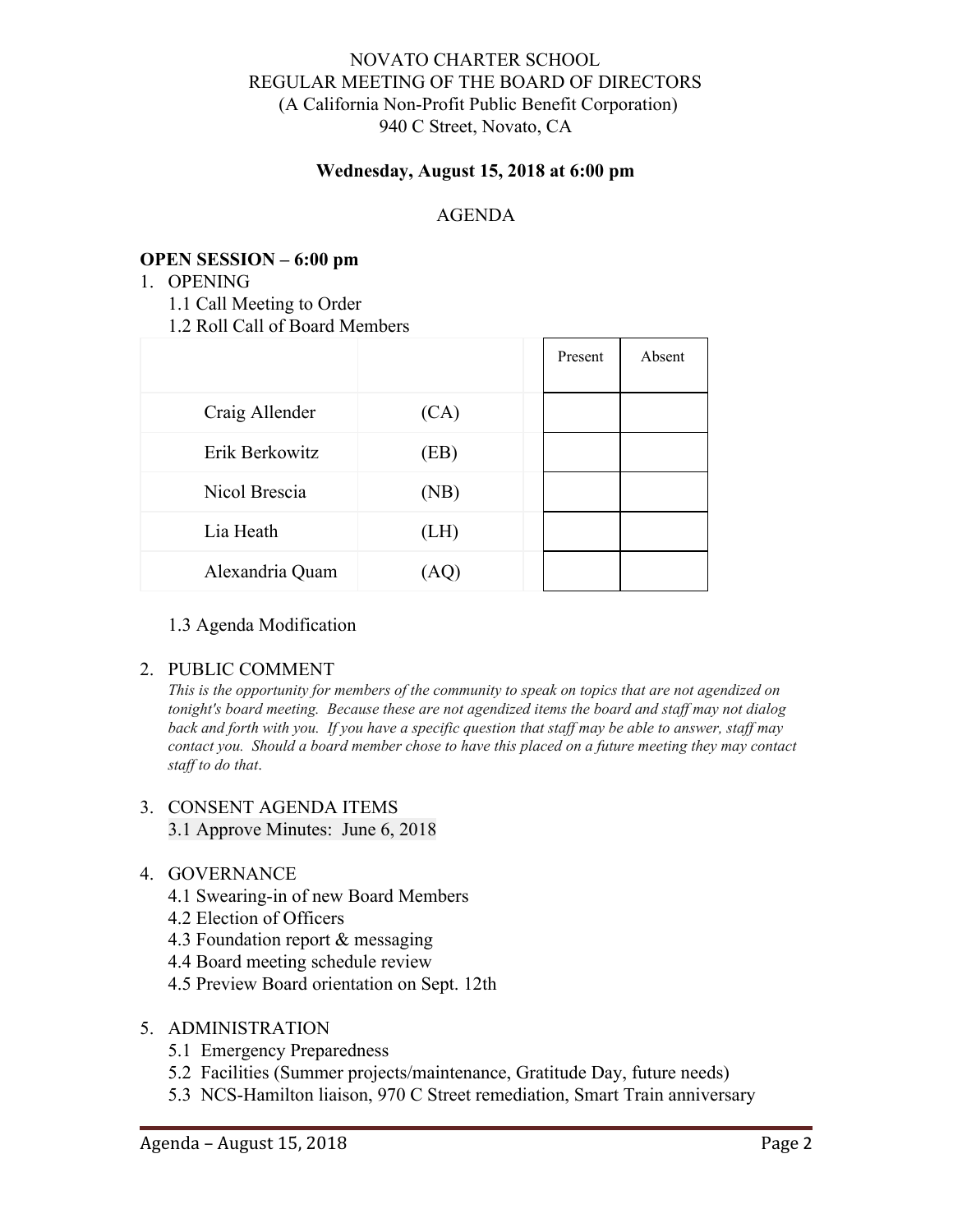NOVATO CHARTER SCHOOL
REGULAR MEETING OF THE BOARD OF DIRECTORS
(A California Non-Profit Public Benefit Corporation)
940 C Street, Novato, CA

**Wednesday, August 15, 2018 at 6:00 pm**

AGENDA

**OPEN SESSION – 6:00 pm**

1. OPENING
   1.1 Call Meeting to Order
   1.2 Roll Call of Board Members

| | | | Present | Absent |
|---|---|---|---|---|
| Craig Allender | (CA) | | | |
| Erik Berkowitz | (EB) | | | |
| Nicol Brescia | (NB) | | | |
| Lia Heath | (LH) | | | |
| Alexandria Quam | (AQ) | | | |

   1.3 Agenda Modification

2. PUBLIC COMMENT
   *This is the opportunity for members of the community to speak on topics that are not agendized on tonight's board meeting. Because these are not agendized items the board and staff may not dialog back and forth with you. If you have a specific question that staff may be able to answer, staff may contact you. Should a board member chose to have this placed on a future meeting they may contact staff to do that.*

3. CONSENT AGENDA ITEMS
   3.1 Approve Minutes: June 6, 2018

4. GOVERNANCE
   4.1 Swearing-in of new Board Members
   4.2 Election of Officers
   4.3 Foundation report & messaging
   4.4 Board meeting schedule review
   4.5 Preview Board orientation on Sept. 12th

5. ADMINISTRATION
   5.1 Emergency Preparedness
   5.2 Facilities (Summer projects/maintenance, Gratitude Day, future needs)
   5.3 NCS-Hamilton liaison, 970 C Street remediation, Smart Train anniversary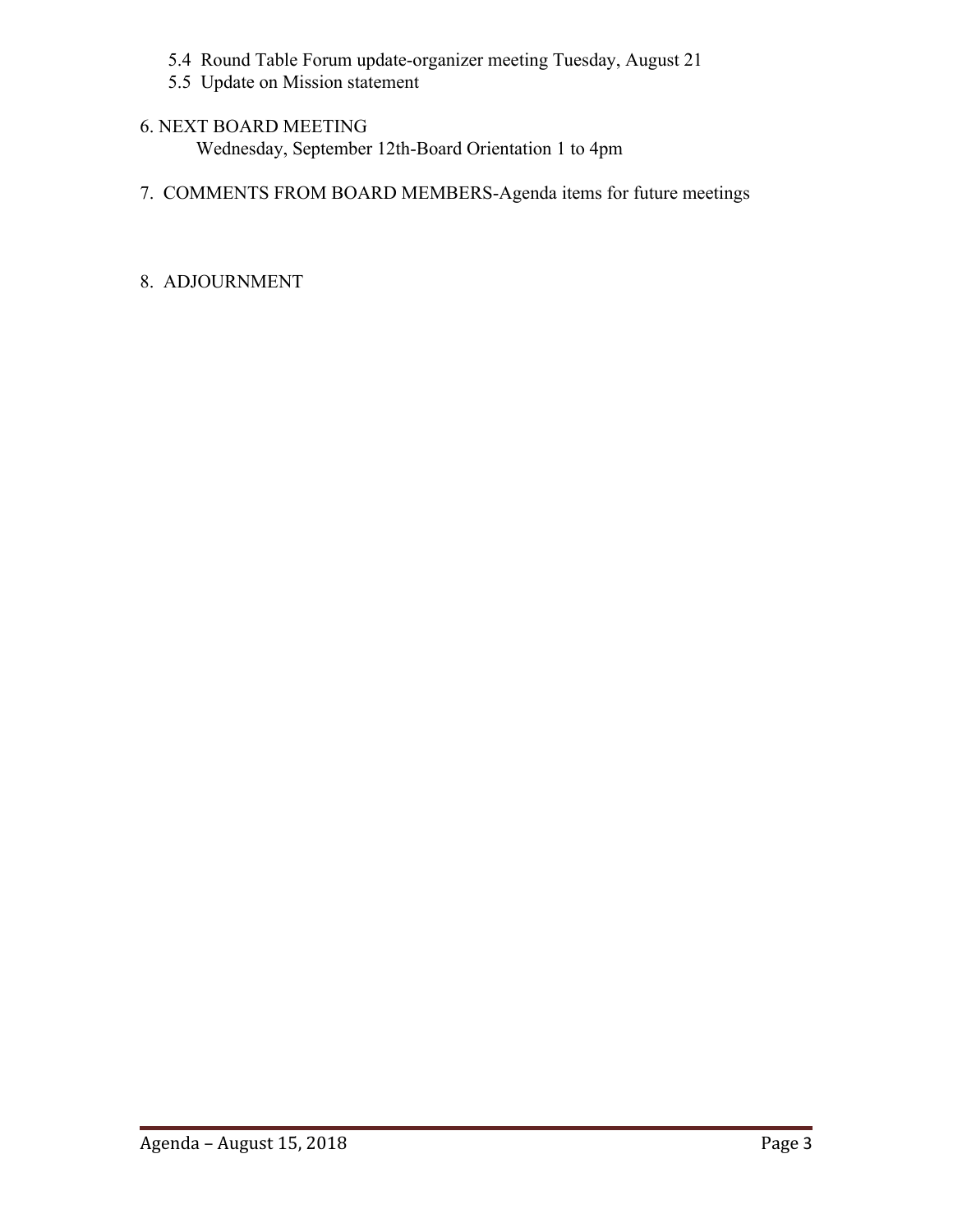5.4 Round Table Forum update-organizer meeting Tuesday, August 21

5.5 Update on Mission statement

6. NEXT BOARD MEETING

   Wednesday, September 12th-Board Orientation 1 to 4pm

7. COMMENTS FROM BOARD MEMBERS-Agenda items for future meetings

8. ADJOURNMENT